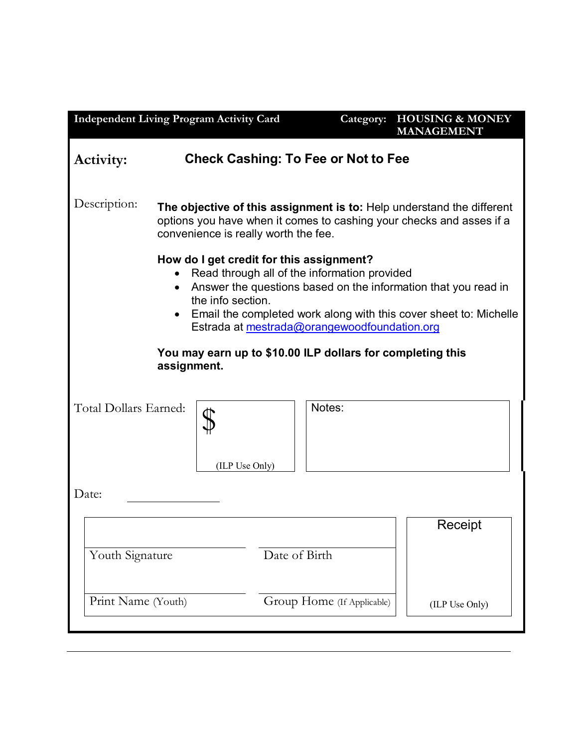**Independent Living Program Activity Card** | **Category: HOUSING & MONEY MANAGEMENT**

## Activity: Check Cashing: To Fee or Not to Fee

Description:

**The objective of this assignment is to:** Help understand the different options you have when it comes to cashing your checks and asses if a convenience is really worth the fee.

**How do I get credit for this assignment?**

- Read through all of the information provided
- Answer the questions based on the information that you read in the info section.
- Email the completed work along with this cover sheet to: Michelle Estrada at mestrada@orangewoodfoundation.org

**You may earn up to $10.00 ILP dollars for completing this assignment.**

Total Dollars Earned: $ (ILP Use Only)

Notes:

Date: ____________

| | | |
|---|---|---|
| Youth Signature | Date of Birth | Receipt |
| Print Name (Youth) | Group Home (If Applicable) | (ILP Use Only) |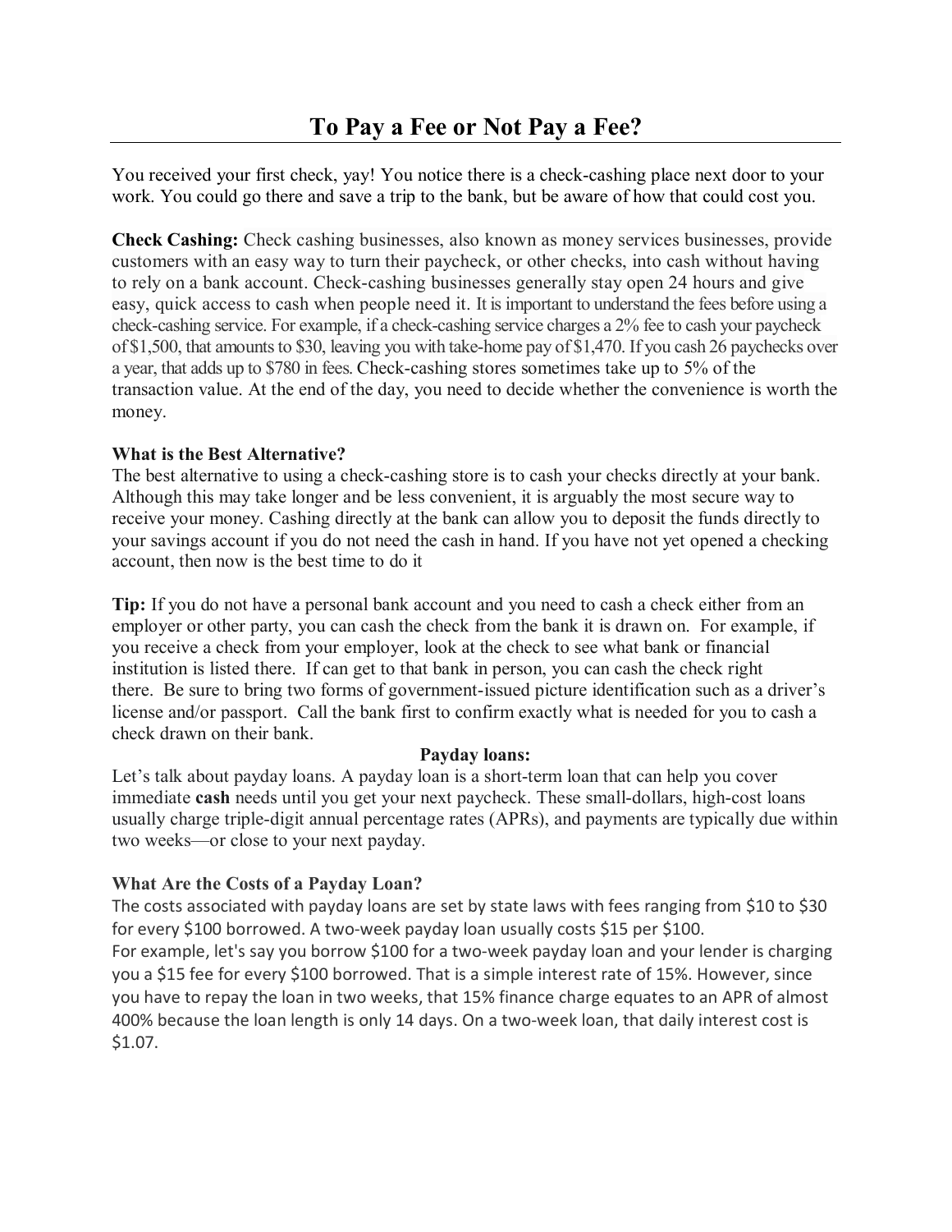# To Pay a Fee or Not Pay a Fee?

You received your first check, yay! You notice there is a check-cashing place next door to your work. You could go there and save a trip to the bank, but be aware of how that could cost you.

**Check Cashing:** Check cashing businesses, also known as money services businesses, provide customers with an easy way to turn their paycheck, or other checks, into cash without having to rely on a bank account. Check-cashing businesses generally stay open 24 hours and give easy, quick access to cash when people need it. It is important to understand the fees before using a check-cashing service. For example, if a check-cashing service charges a 2% fee to cash your paycheck of $1,500, that amounts to $30, leaving you with take-home pay of $1,470. If you cash 26 paychecks over a year, that adds up to $780 in fees. Check-cashing stores sometimes take up to 5% of the transaction value. At the end of the day, you need to decide whether the convenience is worth the money.

**What is the Best Alternative?**

The best alternative to using a check-cashing store is to cash your checks directly at your bank. Although this may take longer and be less convenient, it is arguably the most secure way to receive your money. Cashing directly at the bank can allow you to deposit the funds directly to your savings account if you do not need the cash in hand. If you have not yet opened a checking account, then now is the best time to do it

**Tip:** If you do not have a personal bank account and you need to cash a check either from an employer or other party, you can cash the check from the bank it is drawn on. For example, if you receive a check from your employer, look at the check to see what bank or financial institution is listed there. If can get to that bank in person, you can cash the check right there. Be sure to bring two forms of government-issued picture identification such as a driver's license and/or passport. Call the bank first to confirm exactly what is needed for you to cash a check drawn on their bank.

**Payday loans:**

Let's talk about payday loans. A payday loan is a short-term loan that can help you cover immediate **cash** needs until you get your next paycheck. These small-dollars, high-cost loans usually charge triple-digit annual percentage rates (APRs), and payments are typically due within two weeks—or close to your next payday.

**What Are the Costs of a Payday Loan?**

The costs associated with payday loans are set by state laws with fees ranging from $10 to $30 for every $100 borrowed. A two-week payday loan usually costs $15 per $100.
For example, let's say you borrow $100 for a two-week payday loan and your lender is charging you a $15 fee for every $100 borrowed. That is a simple interest rate of 15%. However, since you have to repay the loan in two weeks, that 15% finance charge equates to an APR of almost 400% because the loan length is only 14 days. On a two-week loan, that daily interest cost is $1.07.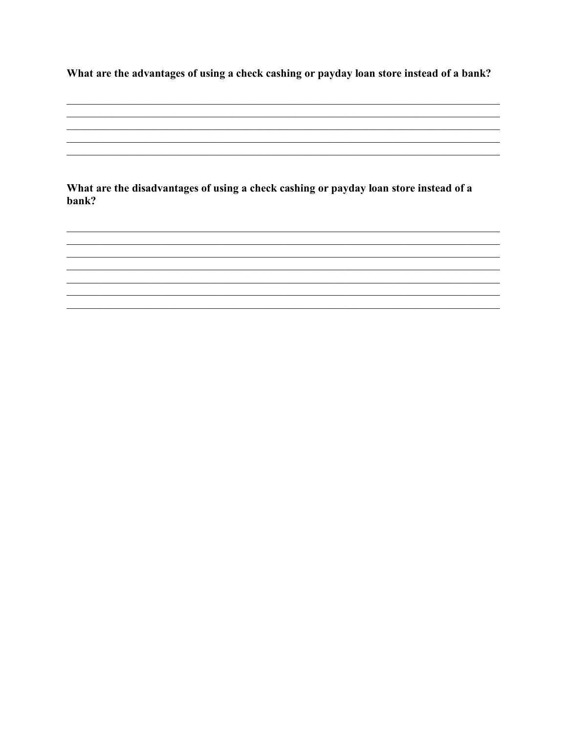**What are the advantages of using a check cashing or payday loan store instead of a bank?**

\_\_\_\_\_\_\_\_\_\_\_\_\_\_\_\_\_\_\_\_\_\_\_\_\_\_\_\_\_\_\_\_\_\_\_\_\_\_\_\_\_\_\_\_\_\_\_\_\_\_\_\_\_\_\_\_\_\_\_\_\_\_\_\_\_\_\_\_\_\_\_\_\_\_\_\_\_\_

\_\_\_\_\_\_\_\_\_\_\_\_\_\_\_\_\_\_\_\_\_\_\_\_\_\_\_\_\_\_\_\_\_\_\_\_\_\_\_\_\_\_\_\_\_\_\_\_\_\_\_\_\_\_\_\_\_\_\_\_\_\_\_\_\_\_\_\_\_\_\_\_\_\_\_\_\_\_

\_\_\_\_\_\_\_\_\_\_\_\_\_\_\_\_\_\_\_\_\_\_\_\_\_\_\_\_\_\_\_\_\_\_\_\_\_\_\_\_\_\_\_\_\_\_\_\_\_\_\_\_\_\_\_\_\_\_\_\_\_\_\_\_\_\_\_\_\_\_\_\_\_\_\_\_\_\_

\_\_\_\_\_\_\_\_\_\_\_\_\_\_\_\_\_\_\_\_\_\_\_\_\_\_\_\_\_\_\_\_\_\_\_\_\_\_\_\_\_\_\_\_\_\_\_\_\_\_\_\_\_\_\_\_\_\_\_\_\_\_\_\_\_\_\_\_\_\_\_\_\_\_\_\_\_\_

\_\_\_\_\_\_\_\_\_\_\_\_\_\_\_\_\_\_\_\_\_\_\_\_\_\_\_\_\_\_\_\_\_\_\_\_\_\_\_\_\_\_\_\_\_\_\_\_\_\_\_\_\_\_\_\_\_\_\_\_\_\_\_\_\_\_\_\_\_\_\_\_\_\_\_\_\_\_

**What are the disadvantages of using a check cashing or payday loan store instead of a bank?**

\_\_\_\_\_\_\_\_\_\_\_\_\_\_\_\_\_\_\_\_\_\_\_\_\_\_\_\_\_\_\_\_\_\_\_\_\_\_\_\_\_\_\_\_\_\_\_\_\_\_\_\_\_\_\_\_\_\_\_\_\_\_\_\_\_\_\_\_\_\_\_\_\_\_\_\_\_\_

\_\_\_\_\_\_\_\_\_\_\_\_\_\_\_\_\_\_\_\_\_\_\_\_\_\_\_\_\_\_\_\_\_\_\_\_\_\_\_\_\_\_\_\_\_\_\_\_\_\_\_\_\_\_\_\_\_\_\_\_\_\_\_\_\_\_\_\_\_\_\_\_\_\_\_\_\_\_

\_\_\_\_\_\_\_\_\_\_\_\_\_\_\_\_\_\_\_\_\_\_\_\_\_\_\_\_\_\_\_\_\_\_\_\_\_\_\_\_\_\_\_\_\_\_\_\_\_\_\_\_\_\_\_\_\_\_\_\_\_\_\_\_\_\_\_\_\_\_\_\_\_\_\_\_\_\_

\_\_\_\_\_\_\_\_\_\_\_\_\_\_\_\_\_\_\_\_\_\_\_\_\_\_\_\_\_\_\_\_\_\_\_\_\_\_\_\_\_\_\_\_\_\_\_\_\_\_\_\_\_\_\_\_\_\_\_\_\_\_\_\_\_\_\_\_\_\_\_\_\_\_\_\_\_\_

\_\_\_\_\_\_\_\_\_\_\_\_\_\_\_\_\_\_\_\_\_\_\_\_\_\_\_\_\_\_\_\_\_\_\_\_\_\_\_\_\_\_\_\_\_\_\_\_\_\_\_\_\_\_\_\_\_\_\_\_\_\_\_\_\_\_\_\_\_\_\_\_\_\_\_\_\_\_

\_\_\_\_\_\_\_\_\_\_\_\_\_\_\_\_\_\_\_\_\_\_\_\_\_\_\_\_\_\_\_\_\_\_\_\_\_\_\_\_\_\_\_\_\_\_\_\_\_\_\_\_\_\_\_\_\_\_\_\_\_\_\_\_\_\_\_\_\_\_\_\_\_\_\_\_\_\_

\_\_\_\_\_\_\_\_\_\_\_\_\_\_\_\_\_\_\_\_\_\_\_\_\_\_\_\_\_\_\_\_\_\_\_\_\_\_\_\_\_\_\_\_\_\_\_\_\_\_\_\_\_\_\_\_\_\_\_\_\_\_\_\_\_\_\_\_\_\_\_\_\_\_\_\_\_\_